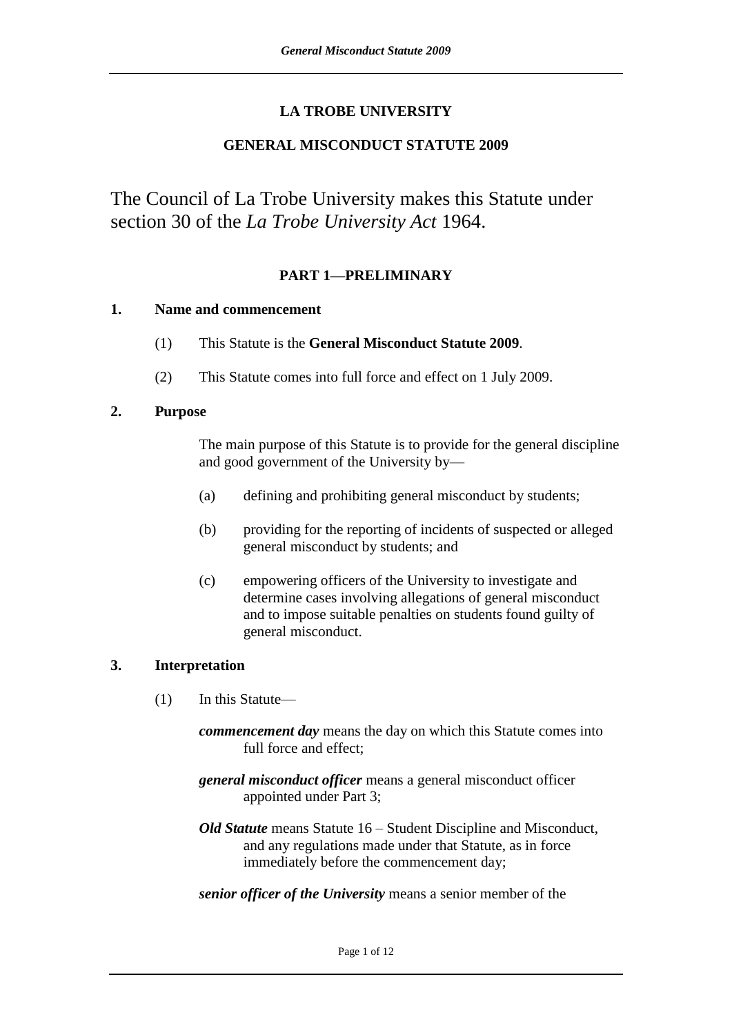# LA TROBE UNIVERSITY

## GENERAL MISCONDUCT STATUTE 2009

The Council of La Trobe University makes this Statute under section 30 of the *La Trobe University Act* 1964.

### PART 1—PRELIMINARY

**1. Name and commencement**

(1) This Statute is the **General Misconduct Statute 2009**.

(2) This Statute comes into full force and effect on 1 July 2009.

**2. Purpose**

The main purpose of this Statute is to provide for the general discipline and good government of the University by—

(a) defining and prohibiting general misconduct by students;

(b) providing for the reporting of incidents of suspected or alleged general misconduct by students; and

(c) empowering officers of the University to investigate and determine cases involving allegations of general misconduct and to impose suitable penalties on students found guilty of general misconduct.

**3. Interpretation**

(1) In this Statute—

***commencement day*** means the day on which this Statute comes into full force and effect;

***general misconduct officer*** means a general misconduct officer appointed under Part 3;

***Old Statute*** means Statute 16 – Student Discipline and Misconduct, and any regulations made under that Statute, as in force immediately before the commencement day;

***senior officer of the University*** means a senior member of the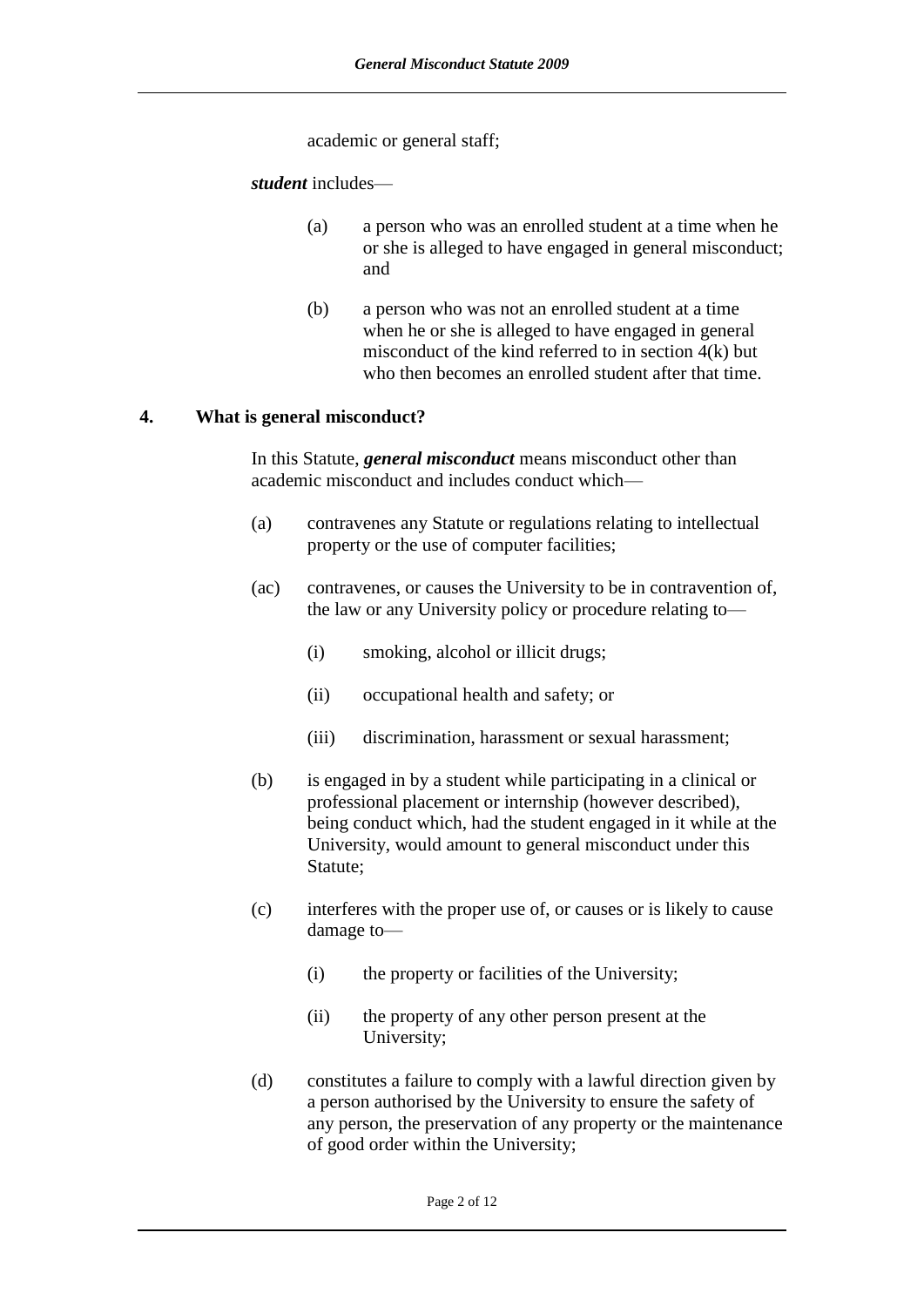academic or general staff;

***student*** includes—

(a) a person who was an enrolled student at a time when he or she is alleged to have engaged in general misconduct; and

(b) a person who was not an enrolled student at a time when he or she is alleged to have engaged in general misconduct of the kind referred to in section 4(k) but who then becomes an enrolled student after that time.

## 4. What is general misconduct?

In this Statute, ***general misconduct*** means misconduct other than academic misconduct and includes conduct which—

(a) contravenes any Statute or regulations relating to intellectual property or the use of computer facilities;

(ac) contravenes, or causes the University to be in contravention of, the law or any University policy or procedure relating to—

  (i) smoking, alcohol or illicit drugs;

  (ii) occupational health and safety; or

  (iii) discrimination, harassment or sexual harassment;

(b) is engaged in by a student while participating in a clinical or professional placement or internship (however described), being conduct which, had the student engaged in it while at the University, would amount to general misconduct under this Statute;

(c) interferes with the proper use of, or causes or is likely to cause damage to—

  (i) the property or facilities of the University;

  (ii) the property of any other person present at the University;

(d) constitutes a failure to comply with a lawful direction given by a person authorised by the University to ensure the safety of any person, the preservation of any property or the maintenance of good order within the University;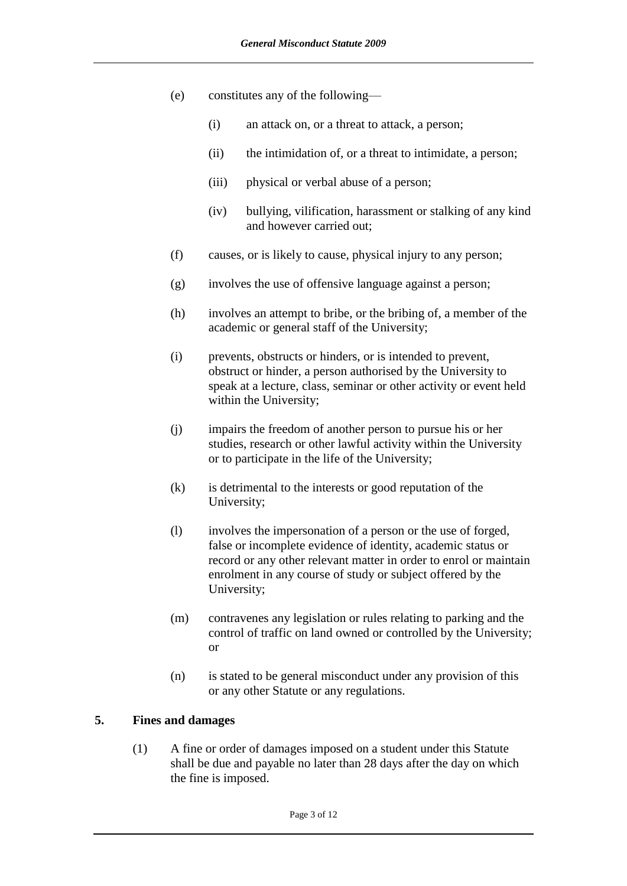(e) constitutes any of the following—

  (i) an attack on, or a threat to attack, a person;

  (ii) the intimidation of, or a threat to intimidate, a person;

  (iii) physical or verbal abuse of a person;

  (iv) bullying, vilification, harassment or stalking of any kind and however carried out;

(f) causes, or is likely to cause, physical injury to any person;

(g) involves the use of offensive language against a person;

(h) involves an attempt to bribe, or the bribing of, a member of the academic or general staff of the University;

(i) prevents, obstructs or hinders, or is intended to prevent, obstruct or hinder, a person authorised by the University to speak at a lecture, class, seminar or other activity or event held within the University;

(j) impairs the freedom of another person to pursue his or her studies, research or other lawful activity within the University or to participate in the life of the University;

(k) is detrimental to the interests or good reputation of the University;

(l) involves the impersonation of a person or the use of forged, false or incomplete evidence of identity, academic status or record or any other relevant matter in order to enrol or maintain enrolment in any course of study or subject offered by the University;

(m) contravenes any legislation or rules relating to parking and the control of traffic on land owned or controlled by the University; or

(n) is stated to be general misconduct under any provision of this or any other Statute or any regulations.

## 5. Fines and damages

(1) A fine or order of damages imposed on a student under this Statute shall be due and payable no later than 28 days after the day on which the fine is imposed.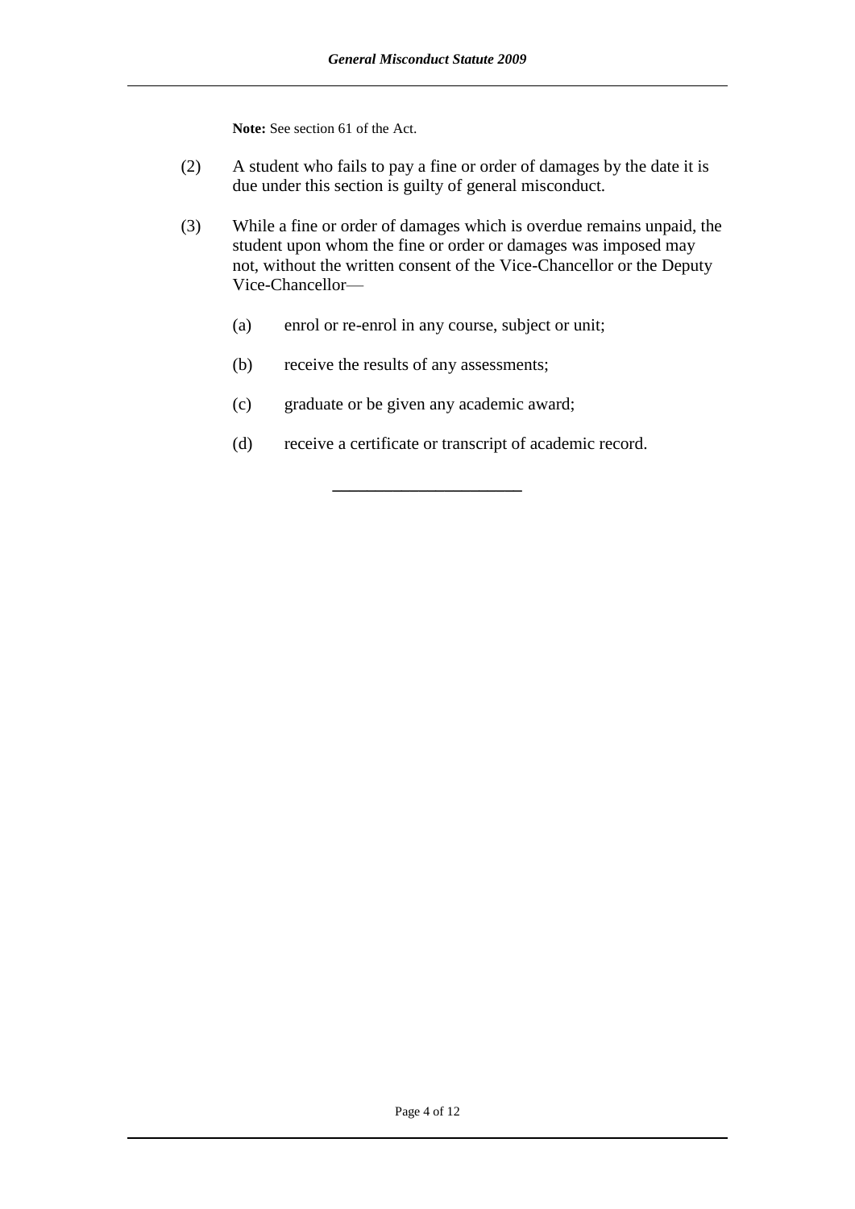**Note:** See section 61 of the Act.

(2) A student who fails to pay a fine or order of damages by the date it is due under this section is guilty of general misconduct.

(3) While a fine or order of damages which is overdue remains unpaid, the student upon whom the fine or order or damages was imposed may not, without the written consent of the Vice-Chancellor or the Deputy Vice-Chancellor—

(a) enrol or re-enrol in any course, subject or unit;

(b) receive the results of any assessments;

(c) graduate or be given any academic award;

(d) receive a certificate or transcript of academic record.

---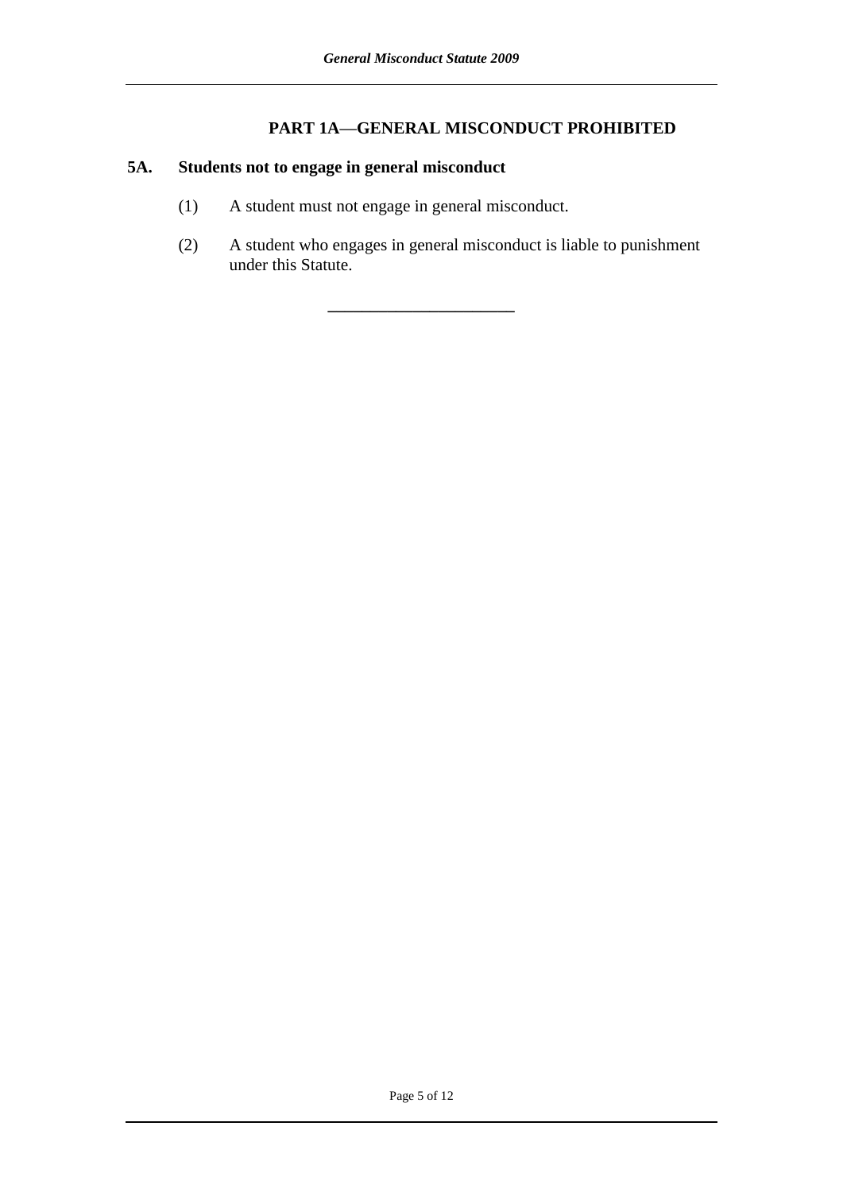## PART 1A—GENERAL MISCONDUCT PROHIBITED

### 5A. Students not to engage in general misconduct

(1) A student must not engage in general misconduct.

(2) A student who engages in general misconduct is liable to punishment under this Statute.

---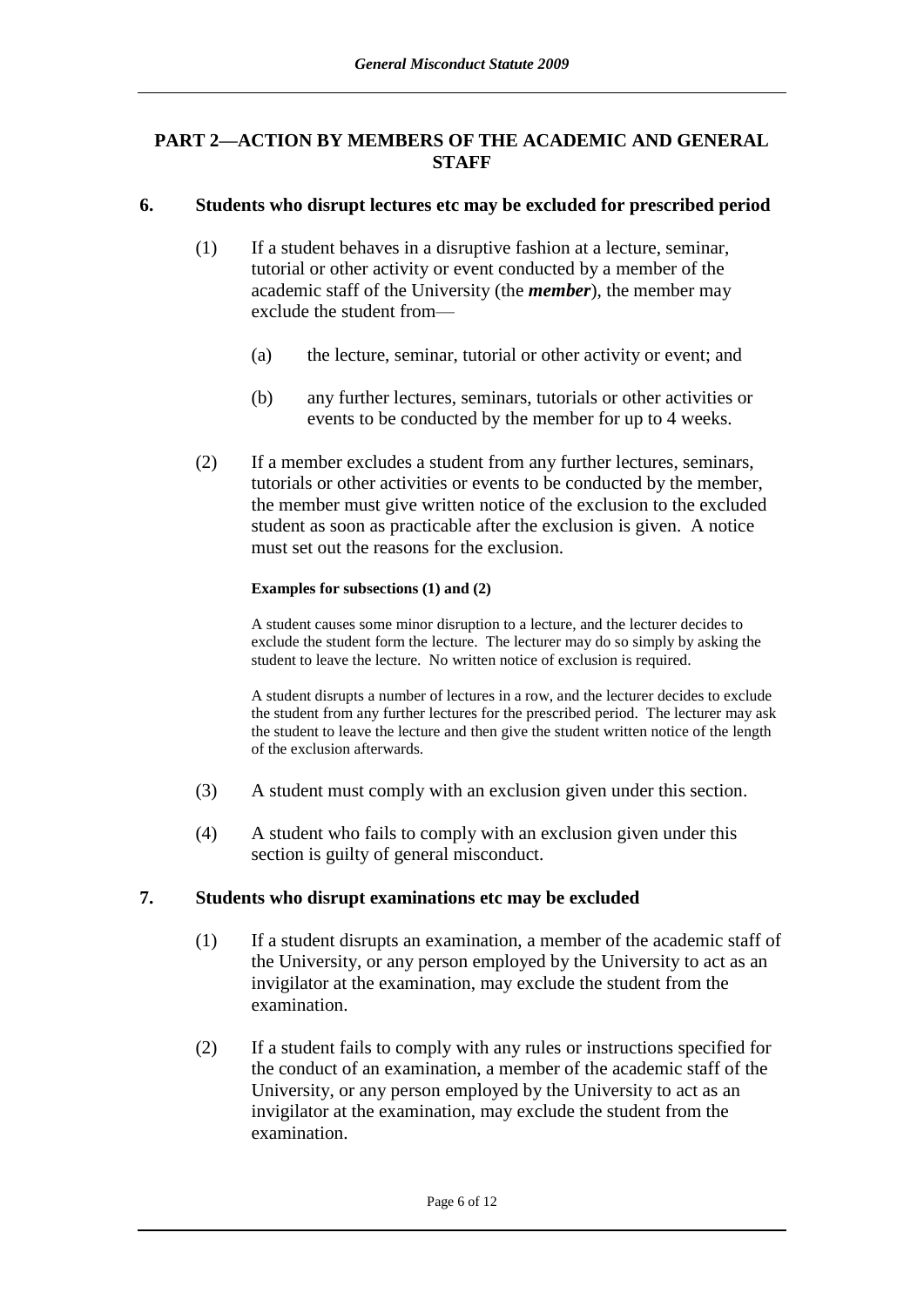## PART 2—ACTION BY MEMBERS OF THE ACADEMIC AND GENERAL STAFF

### 6. Students who disrupt lectures etc may be excluded for prescribed period

(1) If a student behaves in a disruptive fashion at a lecture, seminar, tutorial or other activity or event conducted by a member of the academic staff of the University (the ***member***), the member may exclude the student from—

(a) the lecture, seminar, tutorial or other activity or event; and

(b) any further lectures, seminars, tutorials or other activities or events to be conducted by the member for up to 4 weeks.

(2) If a member excludes a student from any further lectures, seminars, tutorials or other activities or events to be conducted by the member, the member must give written notice of the exclusion to the excluded student as soon as practicable after the exclusion is given. A notice must set out the reasons for the exclusion.

**Examples for subsections (1) and (2)**

A student causes some minor disruption to a lecture, and the lecturer decides to exclude the student form the lecture. The lecturer may do so simply by asking the student to leave the lecture. No written notice of exclusion is required.

A student disrupts a number of lectures in a row, and the lecturer decides to exclude the student from any further lectures for the prescribed period. The lecturer may ask the student to leave the lecture and then give the student written notice of the length of the exclusion afterwards.

(3) A student must comply with an exclusion given under this section.

(4) A student who fails to comply with an exclusion given under this section is guilty of general misconduct.

### 7. Students who disrupt examinations etc may be excluded

(1) If a student disrupts an examination, a member of the academic staff of the University, or any person employed by the University to act as an invigilator at the examination, may exclude the student from the examination.

(2) If a student fails to comply with any rules or instructions specified for the conduct of an examination, a member of the academic staff of the University, or any person employed by the University to act as an invigilator at the examination, may exclude the student from the examination.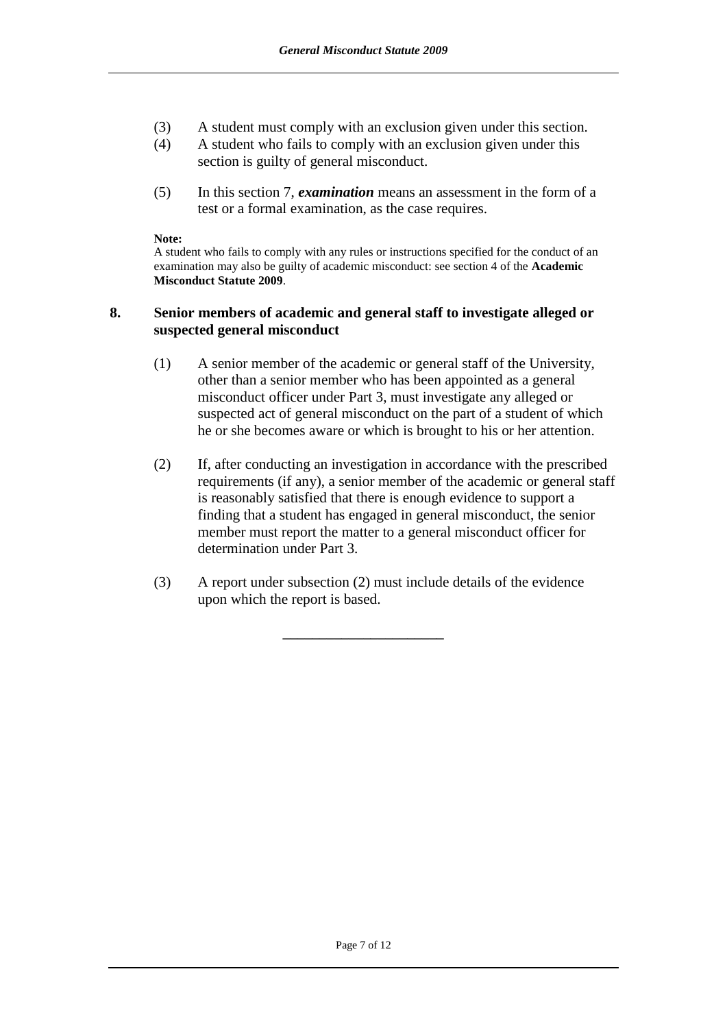(3) A student must comply with an exclusion given under this section.

(4) A student who fails to comply with an exclusion given under this section is guilty of general misconduct.

(5) In this section 7, ***examination*** means an assessment in the form of a test or a formal examination, as the case requires.

**Note:**
A student who fails to comply with any rules or instructions specified for the conduct of an examination may also be guilty of academic misconduct: see section 4 of the **Academic Misconduct Statute 2009**.

## 8. Senior members of academic and general staff to investigate alleged or suspected general misconduct

(1) A senior member of the academic or general staff of the University, other than a senior member who has been appointed as a general misconduct officer under Part 3, must investigate any alleged or suspected act of general misconduct on the part of a student of which he or she becomes aware or which is brought to his or her attention.

(2) If, after conducting an investigation in accordance with the prescribed requirements (if any), a senior member of the academic or general staff is reasonably satisfied that there is enough evidence to support a finding that a student has engaged in general misconduct, the senior member must report the matter to a general misconduct officer for determination under Part 3.

(3) A report under subsection (2) must include details of the evidence upon which the report is based.

---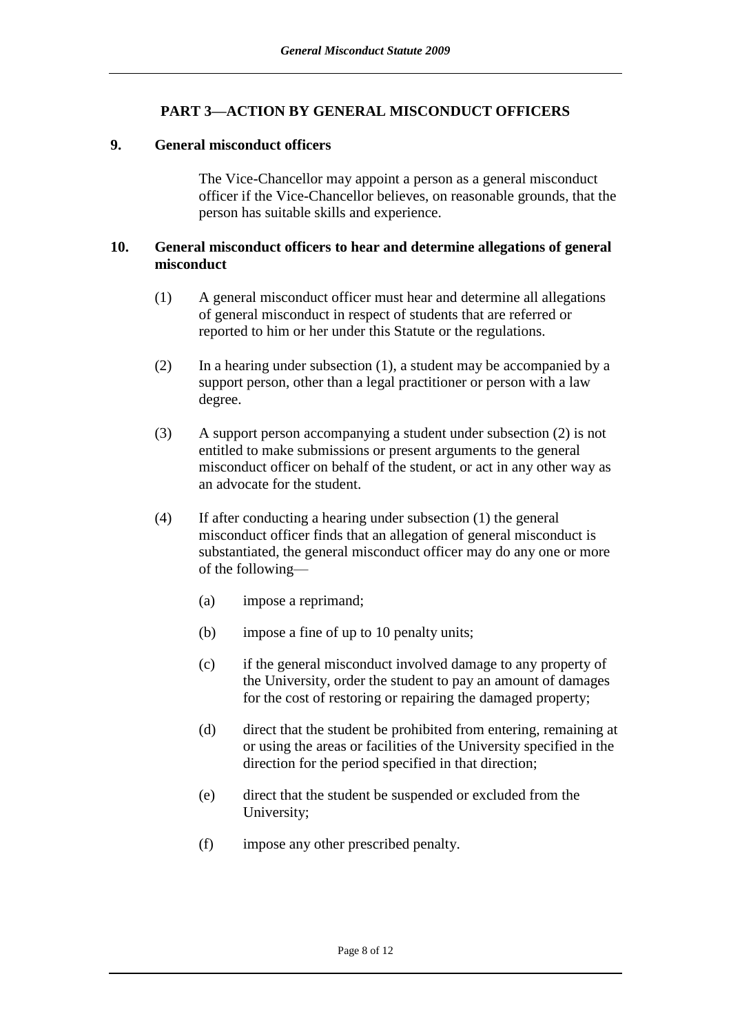## PART 3—ACTION BY GENERAL MISCONDUCT OFFICERS

### 9. General misconduct officers

The Vice-Chancellor may appoint a person as a general misconduct officer if the Vice-Chancellor believes, on reasonable grounds, that the person has suitable skills and experience.

### 10. General misconduct officers to hear and determine allegations of general misconduct

(1) A general misconduct officer must hear and determine all allegations of general misconduct in respect of students that are referred or reported to him or her under this Statute or the regulations.

(2) In a hearing under subsection (1), a student may be accompanied by a support person, other than a legal practitioner or person with a law degree.

(3) A support person accompanying a student under subsection (2) is not entitled to make submissions or present arguments to the general misconduct officer on behalf of the student, or act in any other way as an advocate for the student.

(4) If after conducting a hearing under subsection (1) the general misconduct officer finds that an allegation of general misconduct is substantiated, the general misconduct officer may do any one or more of the following—

(a) impose a reprimand;

(b) impose a fine of up to 10 penalty units;

(c) if the general misconduct involved damage to any property of the University, order the student to pay an amount of damages for the cost of restoring or repairing the damaged property;

(d) direct that the student be prohibited from entering, remaining at or using the areas or facilities of the University specified in the direction for the period specified in that direction;

(e) direct that the student be suspended or excluded from the University;

(f) impose any other prescribed penalty.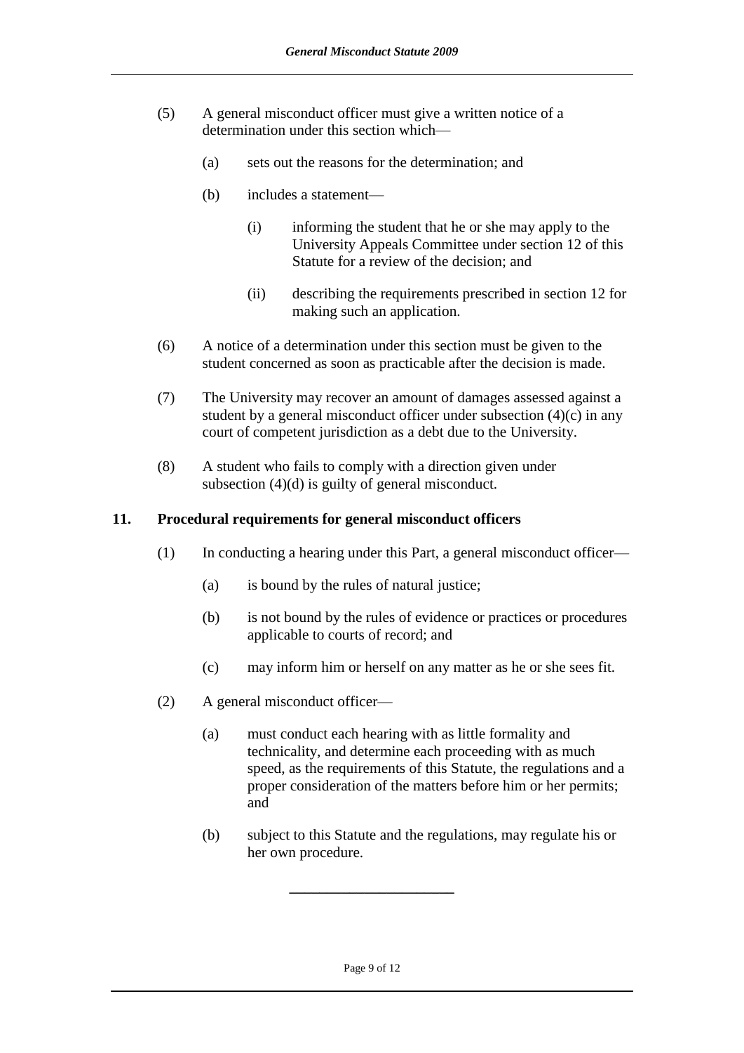(5) A general misconduct officer must give a written notice of a determination under this section which—

  (a) sets out the reasons for the determination; and

  (b) includes a statement—

    (i) informing the student that he or she may apply to the University Appeals Committee under section 12 of this Statute for a review of the decision; and

    (ii) describing the requirements prescribed in section 12 for making such an application.

(6) A notice of a determination under this section must be given to the student concerned as soon as practicable after the decision is made.

(7) The University may recover an amount of damages assessed against a student by a general misconduct officer under subsection (4)(c) in any court of competent jurisdiction as a debt due to the University.

(8) A student who fails to comply with a direction given under subsection (4)(d) is guilty of general misconduct.

## 11. Procedural requirements for general misconduct officers

(1) In conducting a hearing under this Part, a general misconduct officer—

  (a) is bound by the rules of natural justice;

  (b) is not bound by the rules of evidence or practices or procedures applicable to courts of record; and

  (c) may inform him or herself on any matter as he or she sees fit.

(2) A general misconduct officer—

  (a) must conduct each hearing with as little formality and technicality, and determine each proceeding with as much speed, as the requirements of this Statute, the regulations and a proper consideration of the matters before him or her permits; and

  (b) subject to this Statute and the regulations, may regulate his or her own procedure.

---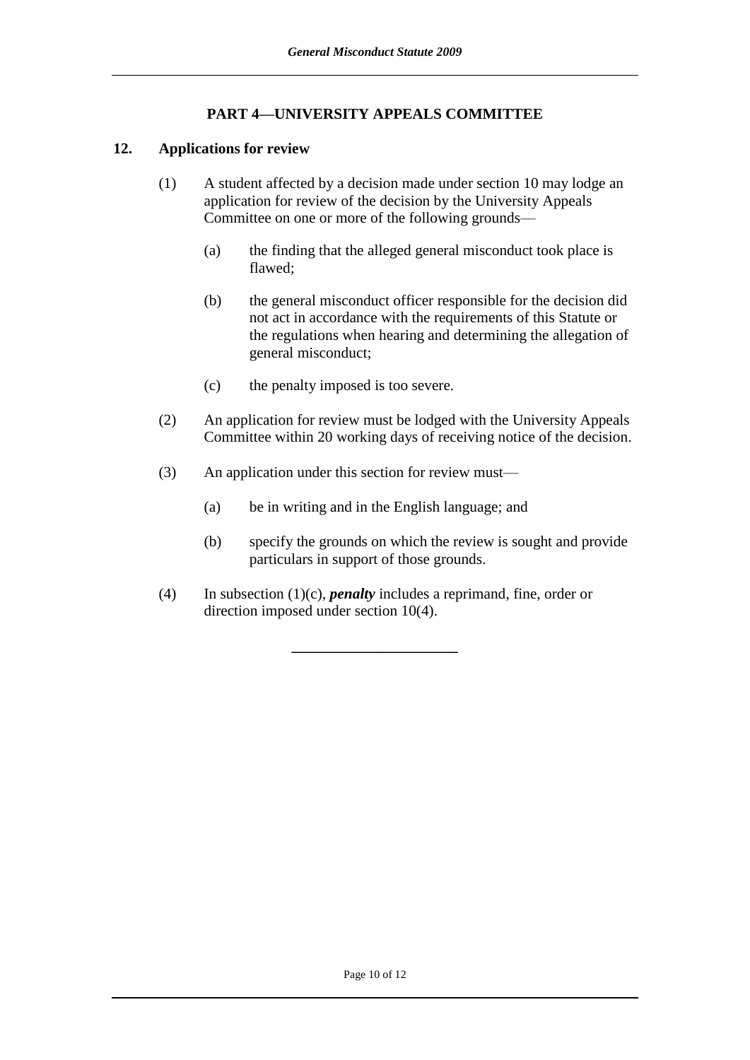## PART 4—UNIVERSITY APPEALS COMMITTEE

### 12. Applications for review

(1) A student affected by a decision made under section 10 may lodge an application for review of the decision by the University Appeals Committee on one or more of the following grounds—

(a) the finding that the alleged general misconduct took place is flawed;

(b) the general misconduct officer responsible for the decision did not act in accordance with the requirements of this Statute or the regulations when hearing and determining the allegation of general misconduct;

(c) the penalty imposed is too severe.

(2) An application for review must be lodged with the University Appeals Committee within 20 working days of receiving notice of the decision.

(3) An application under this section for review must—

(a) be in writing and in the English language; and

(b) specify the grounds on which the review is sought and provide particulars in support of those grounds.

(4) In subsection (1)(c), ***penalty*** includes a reprimand, fine, order or direction imposed under section 10(4).

---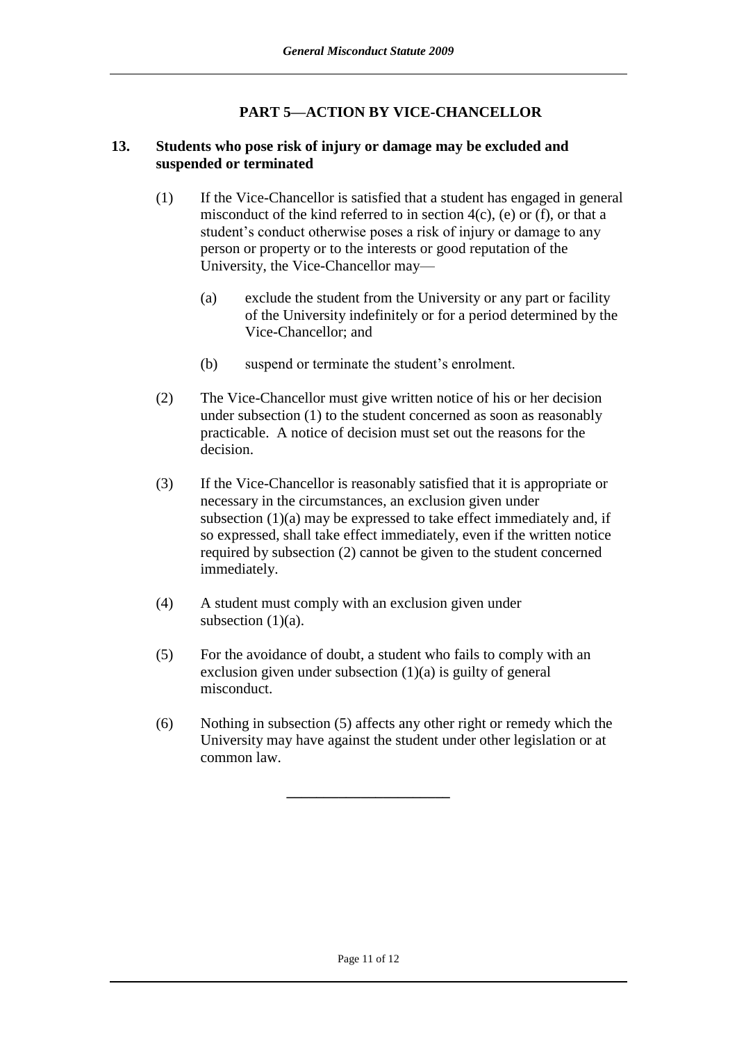## PART 5—ACTION BY VICE-CHANCELLOR

### 13. Students who pose risk of injury or damage may be excluded and suspended or terminated

(1) If the Vice-Chancellor is satisfied that a student has engaged in general misconduct of the kind referred to in section 4(c), (e) or (f), or that a student's conduct otherwise poses a risk of injury or damage to any person or property or to the interests or good reputation of the University, the Vice-Chancellor may—

(a) exclude the student from the University or any part or facility of the University indefinitely or for a period determined by the Vice-Chancellor; and

(b) suspend or terminate the student's enrolment.

(2) The Vice-Chancellor must give written notice of his or her decision under subsection (1) to the student concerned as soon as reasonably practicable. A notice of decision must set out the reasons for the decision.

(3) If the Vice-Chancellor is reasonably satisfied that it is appropriate or necessary in the circumstances, an exclusion given under subsection (1)(a) may be expressed to take effect immediately and, if so expressed, shall take effect immediately, even if the written notice required by subsection (2) cannot be given to the student concerned immediately.

(4) A student must comply with an exclusion given under subsection (1)(a).

(5) For the avoidance of doubt, a student who fails to comply with an exclusion given under subsection (1)(a) is guilty of general misconduct.

(6) Nothing in subsection (5) affects any other right or remedy which the University may have against the student under other legislation or at common law.

---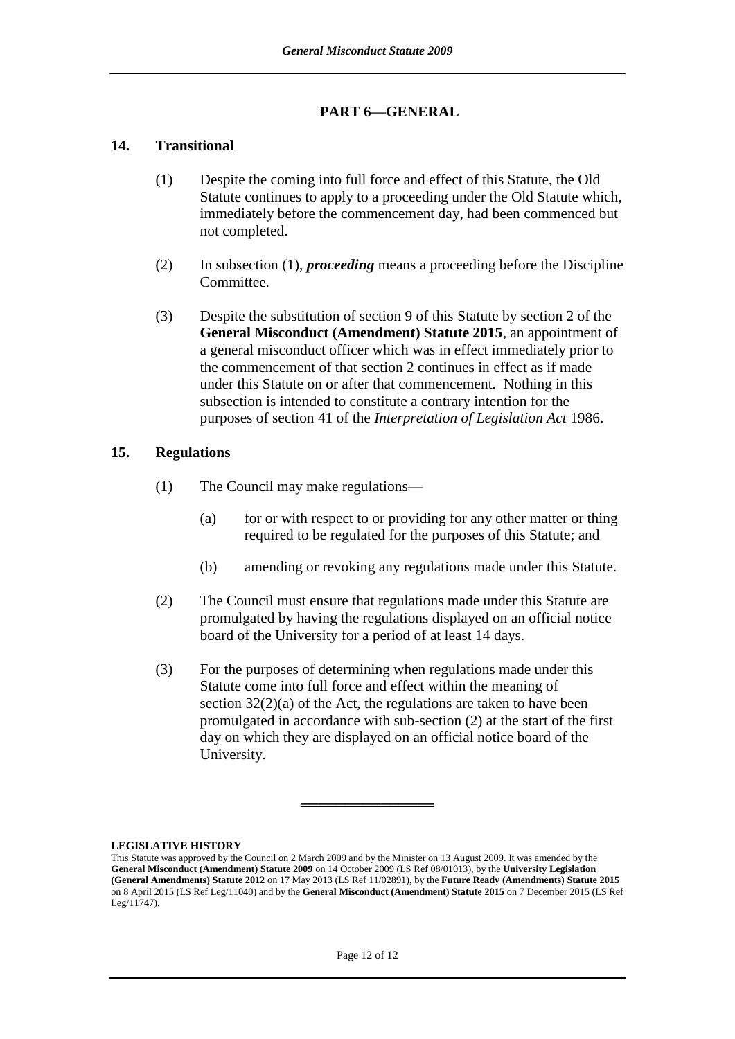## PART 6—GENERAL

### 14. Transitional

(1) Despite the coming into full force and effect of this Statute, the Old Statute continues to apply to a proceeding under the Old Statute which, immediately before the commencement day, had been commenced but not completed.

(2) In subsection (1), ***proceeding*** means a proceeding before the Discipline Committee.

(3) Despite the substitution of section 9 of this Statute by section 2 of the **General Misconduct (Amendment) Statute 2015**, an appointment of a general misconduct officer which was in effect immediately prior to the commencement of that section 2 continues in effect as if made under this Statute on or after that commencement. Nothing in this subsection is intended to constitute a contrary intention for the purposes of section 41 of the *Interpretation of Legislation Act* 1986.

### 15. Regulations

(1) The Council may make regulations—

(a) for or with respect to or providing for any other matter or thing required to be regulated for the purposes of this Statute; and

(b) amending or revoking any regulations made under this Statute.

(2) The Council must ensure that regulations made under this Statute are promulgated by having the regulations displayed on an official notice board of the University for a period of at least 14 days.

(3) For the purposes of determining when regulations made under this Statute come into full force and effect within the meaning of section 32(2)(a) of the Act, the regulations are taken to have been promulgated in accordance with sub-section (2) at the start of the first day on which they are displayed on an official notice board of the University.

---

**LEGISLATIVE HISTORY**

This Statute was approved by the Council on 2 March 2009 and by the Minister on 13 August 2009. It was amended by the **General Misconduct (Amendment) Statute 2009** on 14 October 2009 (LS Ref 08/01013), by the **University Legislation (General Amendments) Statute 2012** on 17 May 2013 (LS Ref 11/02891), by the **Future Ready (Amendments) Statute 2015** on 8 April 2015 (LS Ref Leg/11040) and by the **General Misconduct (Amendment) Statute 2015** on 7 December 2015 (LS Ref Leg/11747).